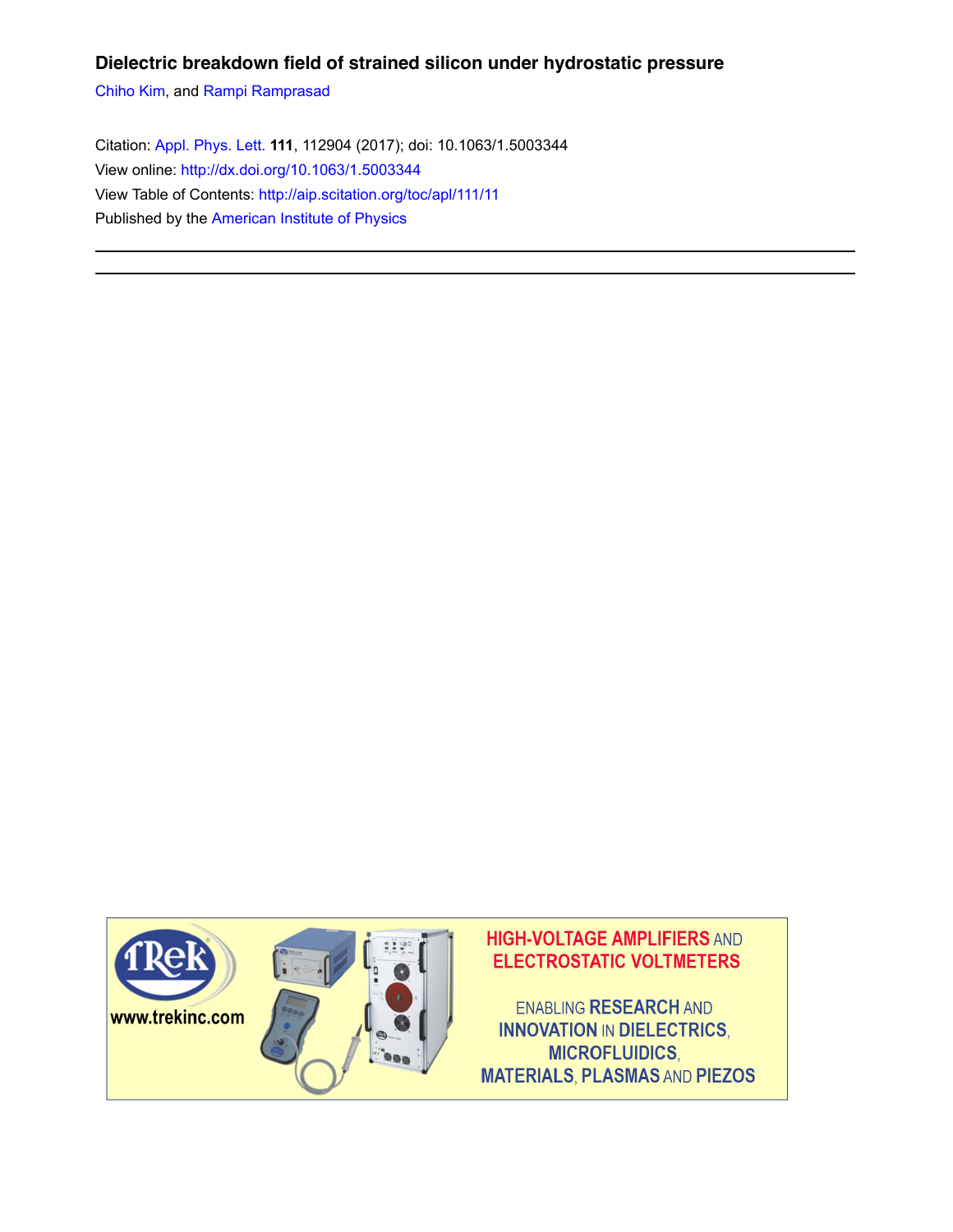# Dielectric breakdown field of strained silicon under hydrostatic pressure

Chiho Kim, and Rampi Ramprasad

Citation: Appl. Phys. Lett. **111**, 112904 (2017); doi: 10.1063/1.5003344

View online: http://dx.doi.org/10.1063/1.5003344

View Table of Contents: http://aip.scitation.org/toc/apl/111/11

Published by the American Institute of Physics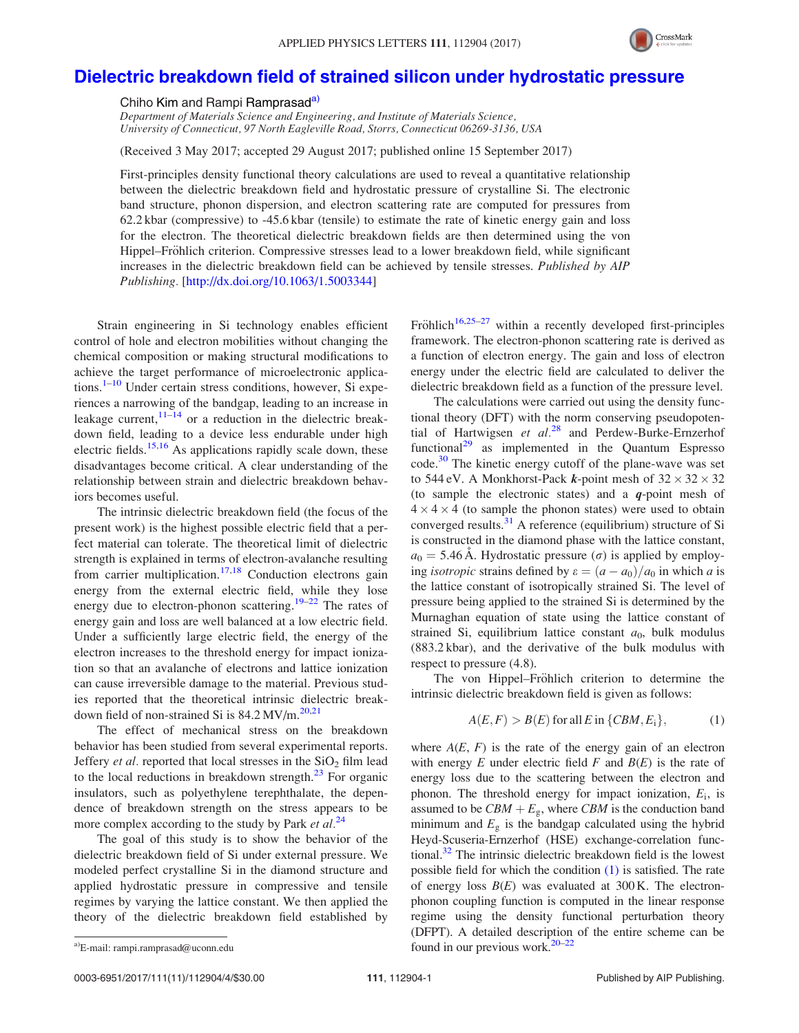# Dielectric breakdown field of strained silicon under hydrostatic pressure

Chiho Kim and Rampi Ramprasad[a)]

*Department of Materials Science and Engineering, and Institute of Materials Science, University of Connecticut, 97 North Eagleville Road, Storrs, Connecticut 06269-3136, USA*

(Received 3 May 2017; accepted 29 August 2017; published online 15 September 2017)

First-principles density functional theory calculations are used to reveal a quantitative relationship between the dielectric breakdown field and hydrostatic pressure of crystalline Si. The electronic band structure, phonon dispersion, and electron scattering rate are computed for pressures from 62.2 kbar (compressive) to -45.6 kbar (tensile) to estimate the rate of kinetic energy gain and loss for the electron. The theoretical dielectric breakdown fields are then determined using the von Hippel–Fröhlich criterion. Compressive stresses lead to a lower breakdown field, while significant increases in the dielectric breakdown field can be achieved by tensile stresses. *Published by AIP Publishing.* [http://dx.doi.org/10.1063/1.5003344]

Strain engineering in Si technology enables efficient control of hole and electron mobilities without changing the chemical composition or making structural modifications to achieve the target performance of microelectronic applications.[1–10] Under certain stress conditions, however, Si experiences a narrowing of the bandgap, leading to an increase in leakage current,[11–14] or a reduction in the dielectric breakdown field, leading to a device less endurable under high electric fields.[15,16] As applications rapidly scale down, these disadvantages become critical. A clear understanding of the relationship between strain and dielectric breakdown behaviors becomes useful.

The intrinsic dielectric breakdown field (the focus of the present work) is the highest possible electric field that a perfect material can tolerate. The theoretical limit of dielectric strength is explained in terms of electron-avalanche resulting from carrier multiplication.[17,18] Conduction electrons gain energy from the external electric field, while they lose energy due to electron-phonon scattering.[19–22] The rates of energy gain and loss are well balanced at a low electric field. Under a sufficiently large electric field, the energy of the electron increases to the threshold energy for impact ionization so that an avalanche of electrons and lattice ionization can cause irreversible damage to the material. Previous studies reported that the theoretical intrinsic dielectric breakdown field of non-strained Si is 84.2 MV/m.[20,21]

The effect of mechanical stress on the breakdown behavior has been studied from several experimental reports. Jeffery *et al.* reported that local stresses in the $SiO_2$ film lead to the local reductions in breakdown strength.[23] For organic insulators, such as polyethylene terephthalate, the dependence of breakdown strength on the stress appears to be more complex according to the study by Park *et al.*[24]

The goal of this study is to show the behavior of the dielectric breakdown field of Si under external pressure. We modeled perfect crystalline Si in the diamond structure and applied hydrostatic pressure in compressive and tensile regimes by varying the lattice constant. We then applied the theory of the dielectric breakdown field established by Fröhlich[16,25–27] within a recently developed first-principles framework. The electron-phonon scattering rate is derived as a function of electron energy. The gain and loss of electron energy under the electric field are calculated to deliver the dielectric breakdown field as a function of the pressure level.

The calculations were carried out using the density functional theory (DFT) with the norm conserving pseudopotential of Hartwigsen *et al.*[28] and Perdew-Burke-Ernzerhof functional[29] as implemented in the Quantum Espresso code.[30] The kinetic energy cutoff of the plane-wave was set to 544 eV. A Monkhorst-Pack $\boldsymbol{k}$-point mesh of $32 \times 32 \times 32$ (to sample the electronic states) and a $\boldsymbol{q}$-point mesh of $4 \times 4 \times 4$ (to sample the phonon states) were used to obtain converged results.[31] A reference (equilibrium) structure of Si is constructed in the diamond phase with the lattice constant, $a_0 = 5.46$ Å. Hydrostatic pressure ($\sigma$) is applied by employing *isotropic* strains defined by $\varepsilon = (a - a_0)/a_0$ in which $a$ is the lattice constant of isotropically strained Si. The level of pressure being applied to the strained Si is determined by the Murnaghan equation of state using the lattice constant of strained Si, equilibrium lattice constant $a_0$, bulk modulus (883.2 kbar), and the derivative of the bulk modulus with respect to pressure (4.8).

The von Hippel–Fröhlich criterion to determine the intrinsic dielectric breakdown field is given as follows:

$$A(E, F) > B(E) \text{ for all } E \text{ in } \{CBM, E_i\}, \tag{1}$$

where $A(E, F)$ is the rate of the energy gain of an electron with energy $E$ under electric field $F$ and $B(E)$ is the rate of energy loss due to the scattering between the electron and phonon. The threshold energy for impact ionization, $E_i$, is assumed to be $CBM + E_g$, where $CBM$ is the conduction band minimum and $E_g$ is the bandgap calculated using the hybrid Heyd-Scuseria-Ernzerhof (HSE) exchange-correlation functional.[32] The intrinsic dielectric breakdown field is the lowest possible field for which the condition (1) is satisfied. The rate of energy loss $B(E)$ was evaluated at 300 K. The electron-phonon coupling function is computed in the linear response regime using the density functional perturbation theory (DFPT). A detailed description of the entire scheme can be found in our previous work.[20–22]

[a)]E-mail: rampi.ramprasad@uconn.edu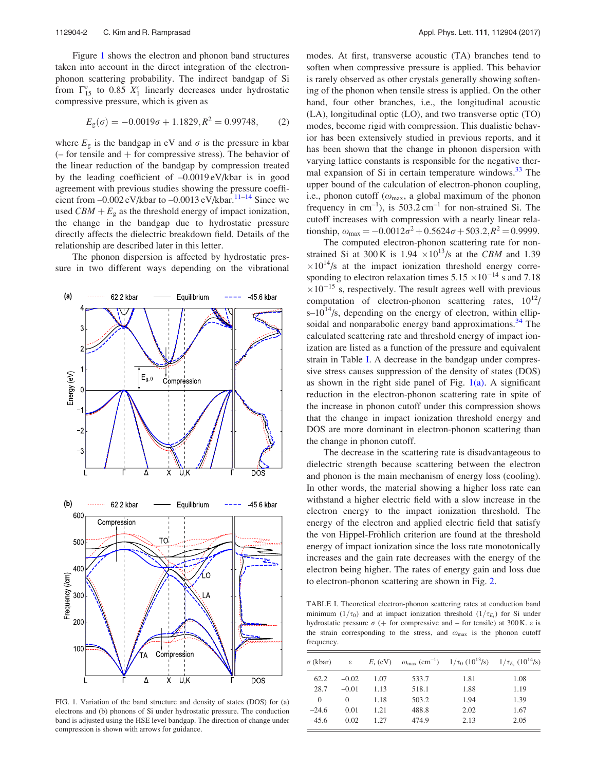Figure 1 shows the electron and phonon band structures taken into account in the direct integration of the electron-phonon scattering probability. The indirect bandgap of Si from $\Gamma^v_{15}$ to 0.85 $X^c_1$ linearly decreases under hydrostatic compressive pressure, which is given as

$$E_g(\sigma) = -0.0019\sigma + 1.1829, R^2 = 0.99748, \quad (2)$$

where $E_g$ is the bandgap in eV and $\sigma$ is the pressure in kbar (– for tensile and + for compressive stress). The behavior of the linear reduction of the bandgap by compression treated by the leading coefficient of –0.0019 eV/kbar is in good agreement with previous studies showing the pressure coefficient from –0.002 eV/kbar to –0.0013 eV/kbar.[11–14] Since we used $CBM + E_g$ as the threshold energy of impact ionization, the change in the bandgap due to hydrostatic pressure directly affects the dielectric breakdown field. Details of the relationship are described later in this letter.

The phonon dispersion is affected by hydrostatic pressure in two different ways depending on the vibrational modes. At first, transverse acoustic (TA) branches tend to soften when compressive pressure is applied. This behavior is rarely observed as other crystals generally showing softening of the phonon when tensile stress is applied. On the other hand, four other branches, i.e., the longitudinal acoustic (LA), longitudinal optic (LO), and two transverse optic (TO) modes, become rigid with compression. This dualistic behavior has been extensively studied in previous reports, and it has been shown that the change in phonon dispersion with varying lattice constants is responsible for the negative thermal expansion of Si in certain temperature windows.[33] The upper bound of the calculation of electron-phonon coupling, i.e., phonon cutoff ($\omega_{max}$, a global maximum of the phonon frequency in cm$^{-1}$), is 503.2 cm$^{-1}$ for non-strained Si. The cutoff increases with compression with a nearly linear relationship, $\omega_{max} = -0.0012\sigma^2 + 0.5624\sigma + 503.2, R^2 = 0.9999$.

FIG. 1. Variation of the band structure and density of states (DOS) for (a) electrons and (b) phonons of Si under hydrostatic pressure. The conduction band is adjusted using the HSE level bandgap. The direction of change under compression is shown with arrows for guidance.

The computed electron-phonon scattering rate for non-strained Si at 300 K is 1.94 $\times 10^{13}$/s at the *CBM* and 1.39 $\times 10^{14}$/s at the impact ionization threshold energy corresponding to electron relaxation times 5.15 $\times 10^{-14}$ s and 7.18 $\times 10^{-15}$ s, respectively. The result agrees well with previous computation of electron-phonon scattering rates, $10^{12}$/s–$10^{14}$/s, depending on the energy of electron, within ellipsoidal and nonparabolic energy band approximations.[34] The calculated scattering rate and threshold energy of impact ionization are listed as a function of the pressure and equivalent strain in Table I. A decrease in the bandgap under compressive stress causes suppression of the density of states (DOS) as shown in the right side panel of Fig. 1(a). A significant reduction in the electron-phonon scattering rate in spite of the increase in phonon cutoff under this compression shows that the change in impact ionization threshold energy and DOS are more dominant in electron-phonon scattering than the change in phonon cutoff.

The decrease in the scattering rate is disadvantageous to dielectric strength because scattering between the electron and phonon is the main mechanism of energy loss (cooling). In other words, the material showing a higher loss rate can withstand a higher electric field with a slow increase in the electron energy to the impact ionization threshold. The energy of the electron and applied electric field that satisfy the von Hippel-Fröhlich criterion are found at the threshold energy of impact ionization since the loss rate monotonically increases and the gain rate decreases with the energy of the electron being higher. The rates of energy gain and loss due to electron-phonon scattering are shown in Fig. 2.

TABLE I. Theoretical electron-phonon scattering rates at conduction band minimum ($1/\tau_0$) and at impact ionization threshold ($1/\tau_{E_i}$) for Si under hydrostatic pressure $\sigma$ (+ for compressive and – for tensile) at 300 K. $\varepsilon$ is the strain corresponding to the stress, and $\omega_{max}$ is the phonon cutoff frequency.

| $\sigma$ (kbar) | $\varepsilon$ | $E_i$ (eV) | $\omega_{max}$ (cm$^{-1}$) | $1/\tau_0$ ($10^{13}$/s) | $1/\tau_{E_i}$ ($10^{14}$/s) |
|---|---|---|---|---|---|
| 62.2 | −0.02 | 1.07 | 533.7 | 1.81 | 1.08 |
| 28.7 | −0.01 | 1.13 | 518.1 | 1.88 | 1.19 |
| 0 | 0 | 1.18 | 503.2 | 1.94 | 1.39 |
| −24.6 | 0.01 | 1.21 | 488.8 | 2.02 | 1.67 |
| −45.6 | 0.02 | 1.27 | 474.9 | 2.13 | 2.05 |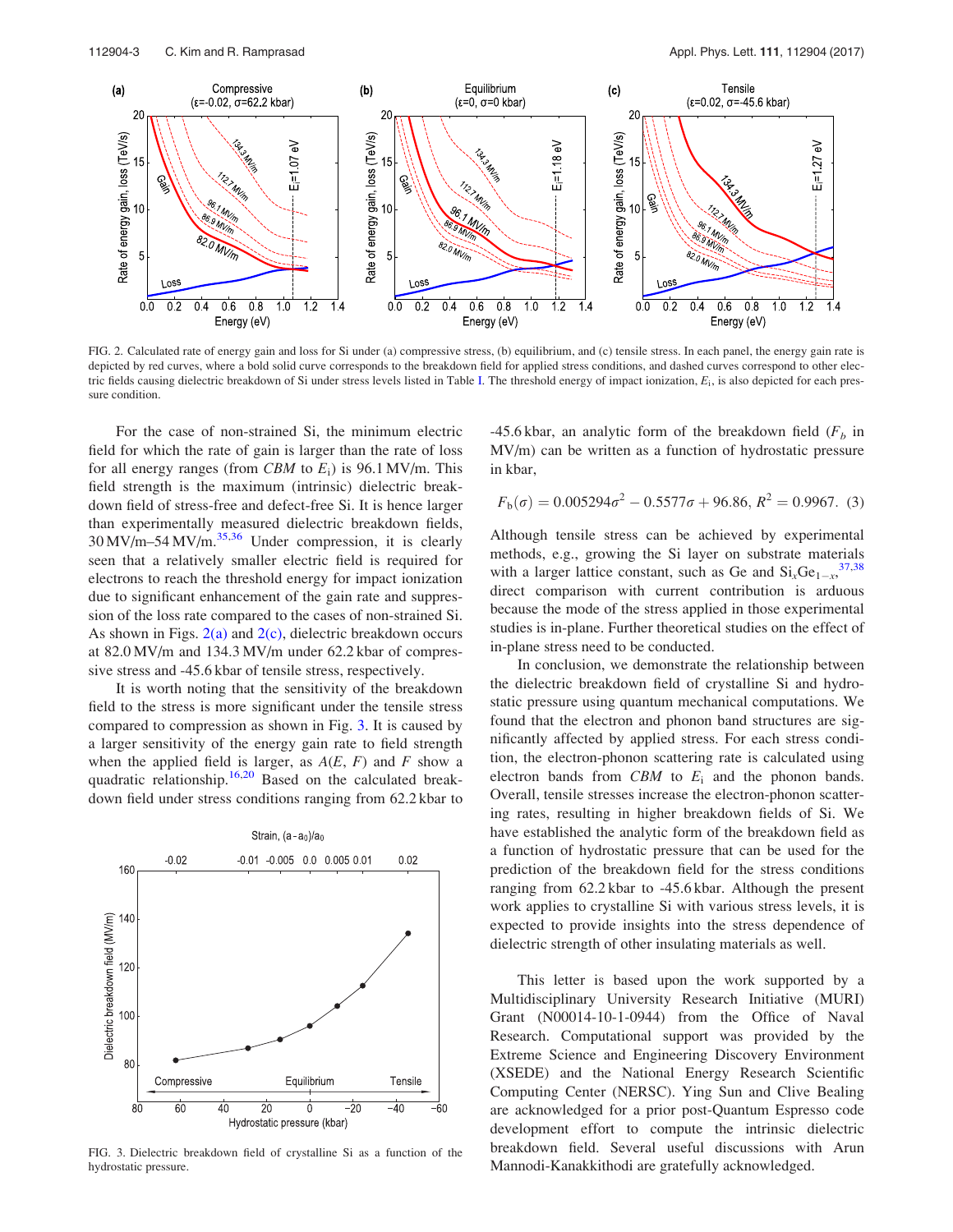FIG. 2. Calculated rate of energy gain and loss for Si under (a) compressive stress, (b) equilibrium, and (c) tensile stress. In each panel, the energy gain rate is depicted by red curves, where a bold solid curve corresponds to the breakdown field for applied stress conditions, and dashed curves correspond to other electric fields causing dielectric breakdown of Si under stress levels listed in Table I. The threshold energy of impact ionization, $E_i$, is also depicted for each pressure condition.

For the case of non-strained Si, the minimum electric field for which the rate of gain is larger than the rate of loss for all energy ranges (from *CBM* to $E_i$) is 96.1 MV/m. This field strength is the maximum (intrinsic) dielectric breakdown field of stress-free and defect-free Si. It is hence larger than experimentally measured dielectric breakdown fields, 30 MV/m–54 MV/m.[35,36] Under compression, it is clearly seen that a relatively smaller electric field is required for electrons to reach the threshold energy for impact ionization due to significant enhancement of the gain rate and suppression of the loss rate compared to the cases of non-strained Si. As shown in Figs. 2(a) and 2(c), dielectric breakdown occurs at 82.0 MV/m and 134.3 MV/m under 62.2 kbar of compressive stress and -45.6 kbar of tensile stress, respectively.

It is worth noting that the sensitivity of the breakdown field to the stress is more significant under the tensile stress compared to compression as shown in Fig. 3. It is caused by a larger sensitivity of the energy gain rate to field strength when the applied field is larger, as $A(E, F)$ and $F$ show a quadratic relationship.[16,20] Based on the calculated breakdown field under stress conditions ranging from 62.2 kbar to -45.6 kbar, an analytic form of the breakdown field ($F_b$ in MV/m) can be written as a function of hydrostatic pressure in kbar,

$$F_b(\sigma) = 0.005294\sigma^2 - 0.5577\sigma + 96.86, \; R^2 = 0.9967. \quad (3)$$

FIG. 3. Dielectric breakdown field of crystalline Si as a function of the hydrostatic pressure.

Although tensile stress can be achieved by experimental methods, e.g., growing the Si layer on substrate materials with a larger lattice constant, such as Ge and $Si_xGe_{1-x}$,[37,38] direct comparison with current contribution is arduous because the mode of the stress applied in those experimental studies is in-plane. Further theoretical studies on the effect of in-plane stress need to be conducted.

In conclusion, we demonstrate the relationship between the dielectric breakdown field of crystalline Si and hydrostatic pressure using quantum mechanical computations. We found that the electron and phonon band structures are significantly affected by applied stress. For each stress condition, the electron-phonon scattering rate is calculated using electron bands from *CBM* to $E_i$ and the phonon bands. Overall, tensile stresses increase the electron-phonon scattering rates, resulting in higher breakdown fields of Si. We have established the analytic form of the breakdown field as a function of hydrostatic pressure that can be used for the prediction of the breakdown field for the stress conditions ranging from 62.2 kbar to -45.6 kbar. Although the present work applies to crystalline Si with various stress levels, it is expected to provide insights into the stress dependence of dielectric strength of other insulating materials as well.

This letter is based upon the work supported by a Multidisciplinary University Research Initiative (MURI) Grant (N00014-10-1-0944) from the Office of Naval Research. Computational support was provided by the Extreme Science and Engineering Discovery Environment (XSEDE) and the National Energy Research Scientific Computing Center (NERSC). Ying Sun and Clive Bealing are acknowledged for a prior post-Quantum Espresso code development effort to compute the intrinsic dielectric breakdown field. Several useful discussions with Arun Mannodi-Kanakkithodi are gratefully acknowledged.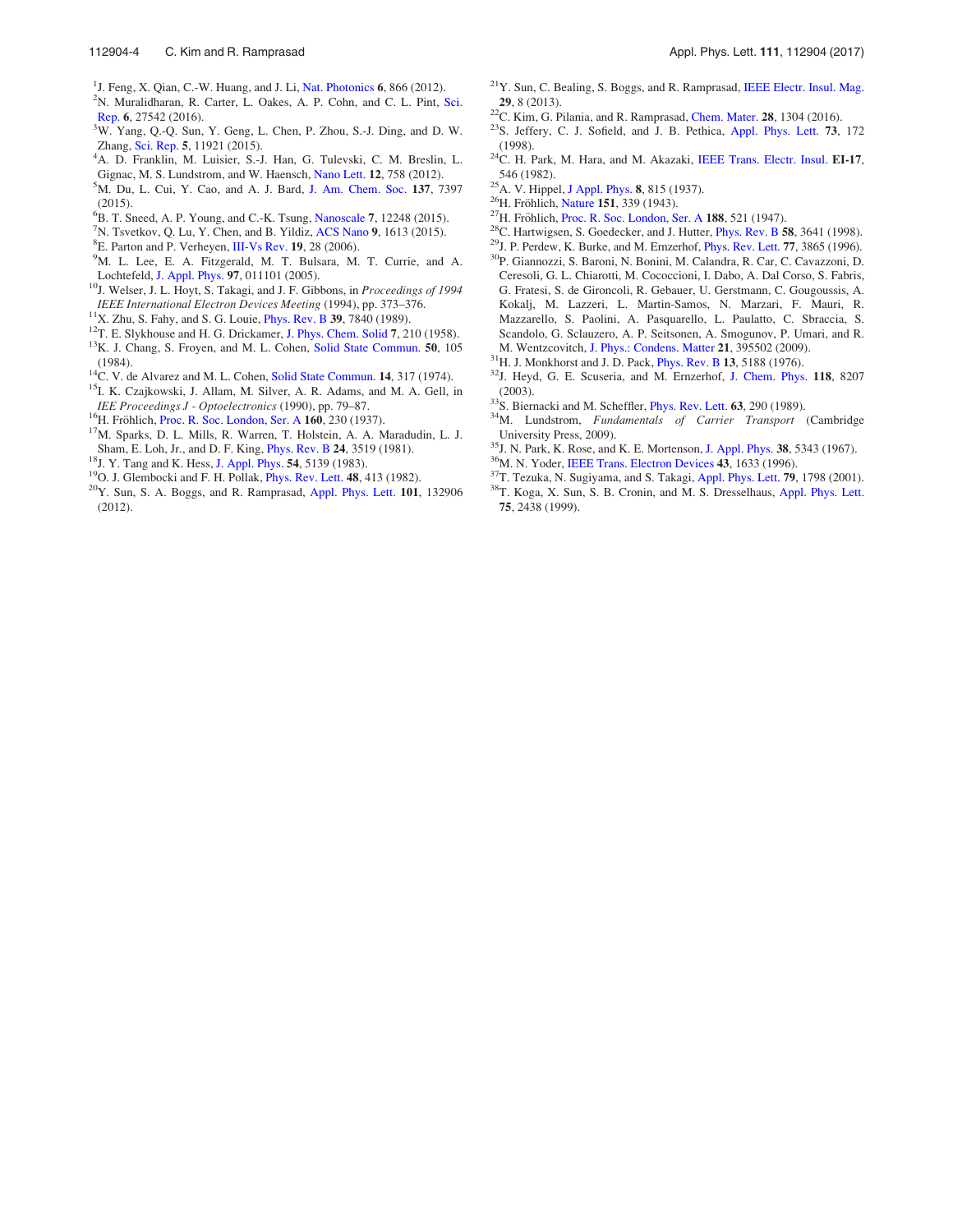[1] J. Feng, X. Qian, C.-W. Huang, and J. Li, Nat. Photonics **6**, 866 (2012).

[2] N. Muralidharan, R. Carter, L. Oakes, A. P. Cohn, and C. L. Pint, Sci. Rep. **6**, 27542 (2016).

[3] W. Yang, Q.-Q. Sun, Y. Geng, L. Chen, P. Zhou, S.-J. Ding, and D. W. Zhang, Sci. Rep. **5**, 11921 (2015).

[4] A. D. Franklin, M. Luisier, S.-J. Han, G. Tulevski, C. M. Breslin, L. Gignac, M. S. Lundstrom, and W. Haensch, Nano Lett. **12**, 758 (2012).

[5] M. Du, L. Cui, Y. Cao, and A. J. Bard, J. Am. Chem. Soc. **137**, 7397 (2015).

[6] B. T. Sneed, A. P. Young, and C.-K. Tsung, Nanoscale **7**, 12248 (2015).

[7] N. Tsvetkov, Q. Lu, Y. Chen, and B. Yildiz, ACS Nano **9**, 1613 (2015).

[8] E. Parton and P. Verheyen, III-Vs Rev. **19**, 28 (2006).

[9] M. L. Lee, E. A. Fitzgerald, M. T. Bulsara, M. T. Currie, and A. Lochtefeld, J. Appl. Phys. **97**, 011101 (2005).

[10] J. Welser, J. L. Hoyt, S. Takagi, and J. F. Gibbons, in *Proceedings of 1994 IEEE International Electron Devices Meeting* (1994), pp. 373–376.

[11] X. Zhu, S. Fahy, and S. G. Louie, Phys. Rev. B **39**, 7840 (1989).

[12] T. E. Slykhouse and H. G. Drickamer, J. Phys. Chem. Solid **7**, 210 (1958).

[13] K. J. Chang, S. Froyen, and M. L. Cohen, Solid State Commun. **50**, 105 (1984).

[14] C. V. de Alvarez and M. L. Cohen, Solid State Commun. **14**, 317 (1974).

[15] I. K. Czajkowski, J. Allam, M. Silver, A. R. Adams, and M. A. Gell, in *IEE Proceedings J - Optoelectronics* (1990), pp. 79–87.

[16] H. Fröhlich, Proc. R. Soc. London, Ser. A **160**, 230 (1937).

[17] M. Sparks, D. L. Mills, R. Warren, T. Holstein, A. A. Maradudin, L. J. Sham, E. Loh, Jr., and D. F. King, Phys. Rev. B **24**, 3519 (1981).

[18] J. Y. Tang and K. Hess, J. Appl. Phys. **54**, 5139 (1983).

[19] O. J. Glembocki and F. H. Pollak, Phys. Rev. Lett. **48**, 413 (1982).

[20] Y. Sun, S. A. Boggs, and R. Ramprasad, Appl. Phys. Lett. **101**, 132906 (2012).

[21] Y. Sun, C. Bealing, S. Boggs, and R. Ramprasad, IEEE Electr. Insul. Mag. **29**, 8 (2013).

[22] C. Kim, G. Pilania, and R. Ramprasad, Chem. Mater. **28**, 1304 (2016).

[23] S. Jeffery, C. J. Sofield, and J. B. Pethica, Appl. Phys. Lett. **73**, 172 (1998).

[24] C. H. Park, M. Hara, and M. Akazaki, IEEE Trans. Electr. Insul. **EI-17**, 546 (1982).

[25] A. V. Hippel, J Appl. Phys. **8**, 815 (1937).

[26] H. Fröhlich, Nature **151**, 339 (1943).

[27] H. Fröhlich, Proc. R. Soc. London, Ser. A **188**, 521 (1947).

[28] C. Hartwigsen, S. Goedecker, and J. Hutter, Phys. Rev. B **58**, 3641 (1998).

[29] J. P. Perdew, K. Burke, and M. Ernzerhof, Phys. Rev. Lett. **77**, 3865 (1996).

[30] P. Giannozzi, S. Baroni, N. Bonini, M. Calandra, R. Car, C. Cavazzoni, D. Ceresoli, G. L. Chiarotti, M. Cococcioni, I. Dabo, A. Dal Corso, S. Fabris, G. Fratesi, S. de Gironcoli, R. Gebauer, U. Gerstmann, C. Gougoussis, A. Kokalj, M. Lazzeri, L. Martin-Samos, N. Marzari, F. Mauri, R. Mazzarello, S. Paolini, A. Pasquarello, L. Paulatto, C. Sbraccia, S. Scandolo, G. Sclauzero, A. P. Seitsonen, A. Smogunov, P. Umari, and R. M. Wentzcovitch, J. Phys.: Condens. Matter **21**, 395502 (2009).

[31] H. J. Monkhorst and J. D. Pack, Phys. Rev. B **13**, 5188 (1976).

[32] J. Heyd, G. E. Scuseria, and M. Ernzerhof, J. Chem. Phys. **118**, 8207 (2003).

[33] S. Biernacki and M. Scheffler, Phys. Rev. Lett. **63**, 290 (1989).

[34] M. Lundstrom, *Fundamentals of Carrier Transport* (Cambridge University Press, 2009).

[35] J. N. Park, K. Rose, and K. E. Mortenson, J. Appl. Phys. **38**, 5343 (1967).

[36] M. N. Yoder, IEEE Trans. Electron Devices **43**, 1633 (1996).

[37] T. Tezuka, N. Sugiyama, and S. Takagi, Appl. Phys. Lett. **79**, 1798 (2001).

[38] T. Koga, X. Sun, S. B. Cronin, and M. S. Dresselhaus, Appl. Phys. Lett. **75**, 2438 (1999).